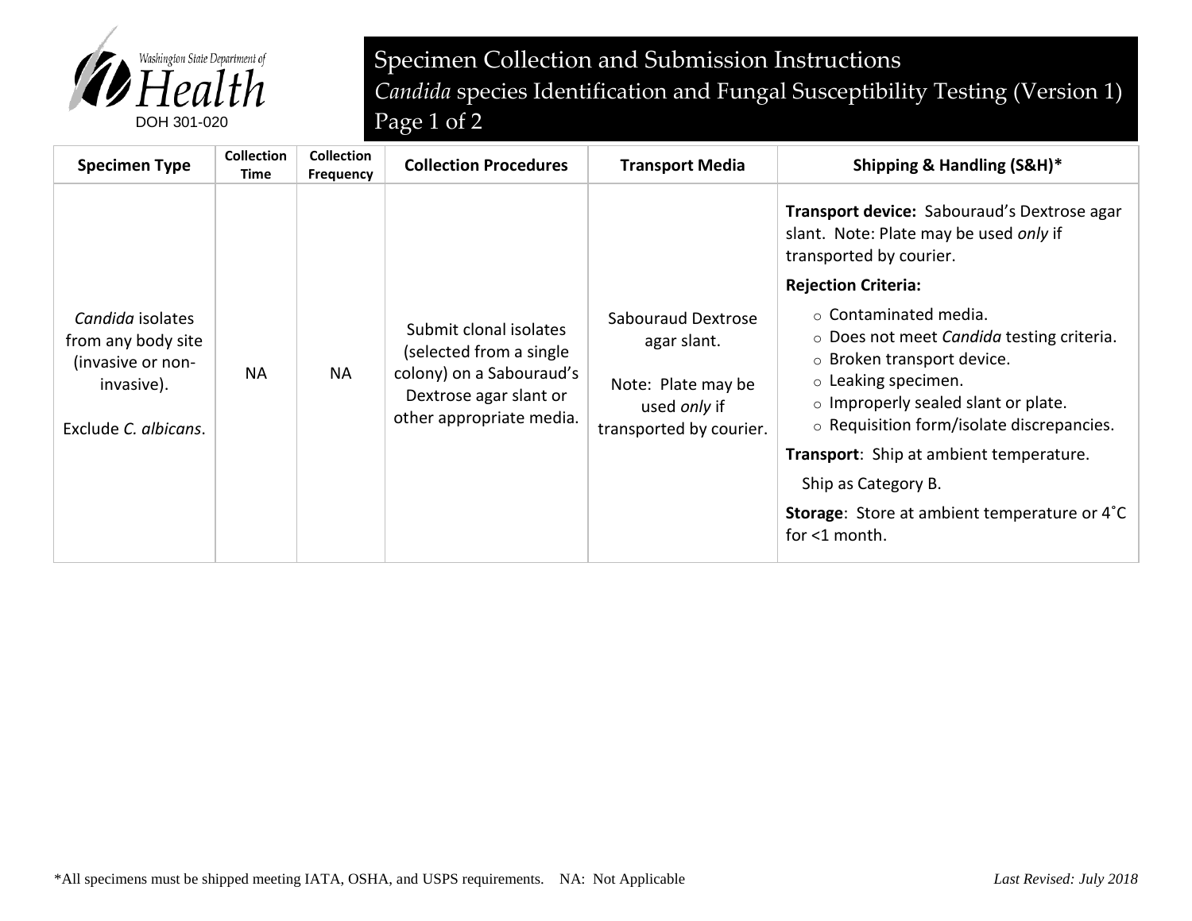Washington State Department of Health

DOH 301-020

# Specimen Collection and Submission Instructions

## *Candida* species Identification and Fungal Susceptibility Testing (Version 1)

| Specimen Type | Collection Time | Collection Frequency | Collection Procedures | Transport Media | Shipping & Handling (S&H)* |
|---|---|---|---|---|---|
| *Candida* isolates from any body site (invasive or non-invasive).<br><br>Exclude *C. albicans*. | NA | NA | Submit clonal isolates (selected from a single colony) on a Sabouraud's Dextrose agar slant or other appropriate media. | Sabouraud Dextrose agar slant.<br><br>Note: Plate may be used *only* if transported by courier. | **Transport device:** Sabouraud's Dextrose agar slant. Note: Plate may be used *only* if transported by courier.<br><br>**Rejection Criteria:**<br>○ Contaminated media.<br>○ Does not meet *Candida* testing criteria.<br>○ Broken transport device.<br>○ Leaking specimen.<br>○ Improperly sealed slant or plate.<br>○ Requisition form/isolate discrepancies.<br><br>**Transport**: Ship at ambient temperature.<br>Ship as Category B.<br><br>**Storage**: Store at ambient temperature or 4˚C for <1 month. |

*All specimens must be shipped meeting IATA, OSHA, and USPS requirements. NA: Not Applicable

*Last Revised: July 2018*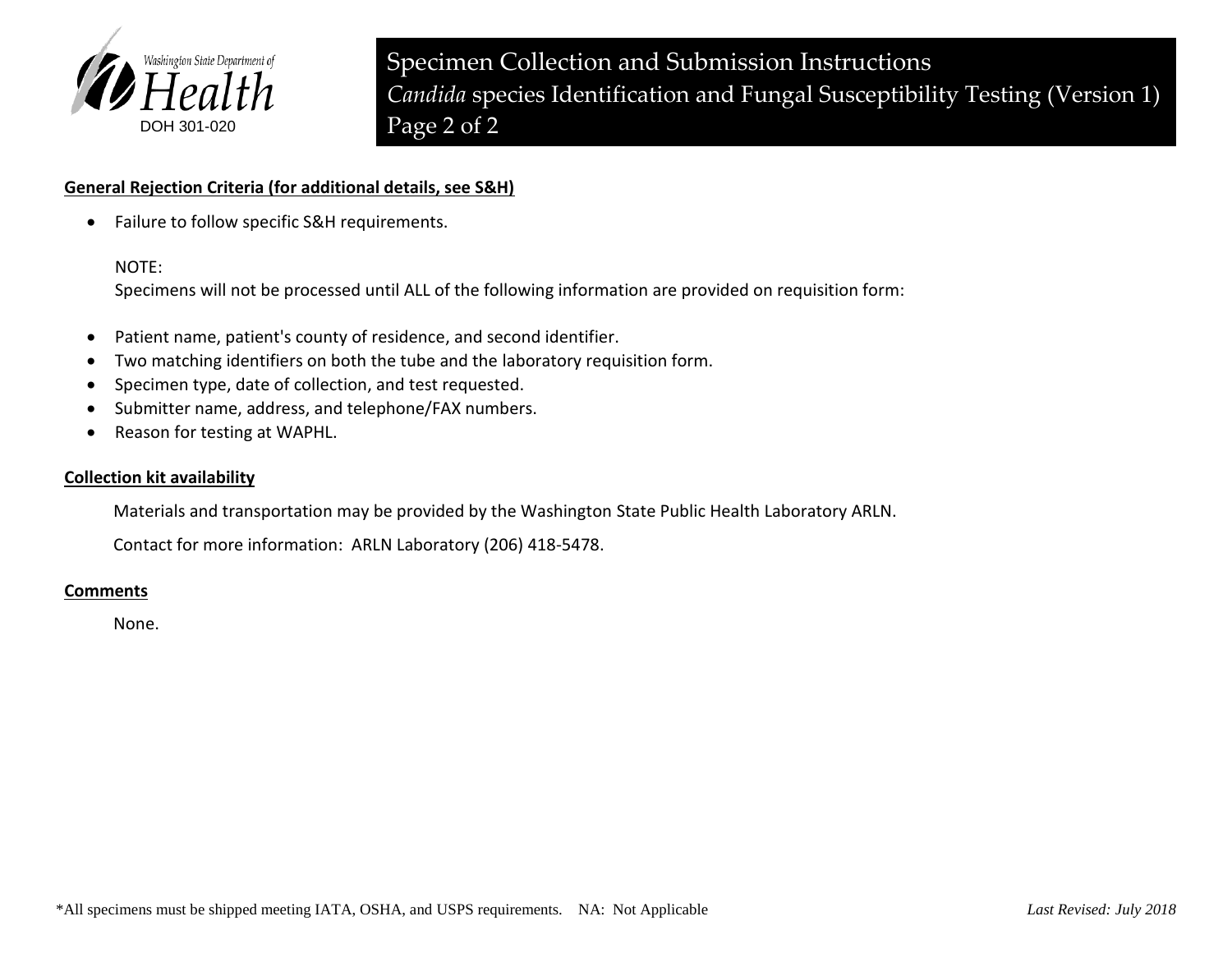**General Rejection Criteria (for additional details, see S&H)**

- Failure to follow specific S&H requirements.

NOTE:
Specimens will not be processed until ALL of the following information are provided on requisition form:

- Patient name, patient's county of residence, and second identifier.
- Two matching identifiers on both the tube and the laboratory requisition form.
- Specimen type, date of collection, and test requested.
- Submitter name, address, and telephone/FAX numbers.
- Reason for testing at WAPHL.

**Collection kit availability**

Materials and transportation may be provided by the Washington State Public Health Laboratory ARLN.

Contact for more information: ARLN Laboratory (206) 418-5478.

**Comments**

None.

*All specimens must be shipped meeting IATA, OSHA, and USPS requirements. NA: Not Applicable

*Last Revised: July 2018*